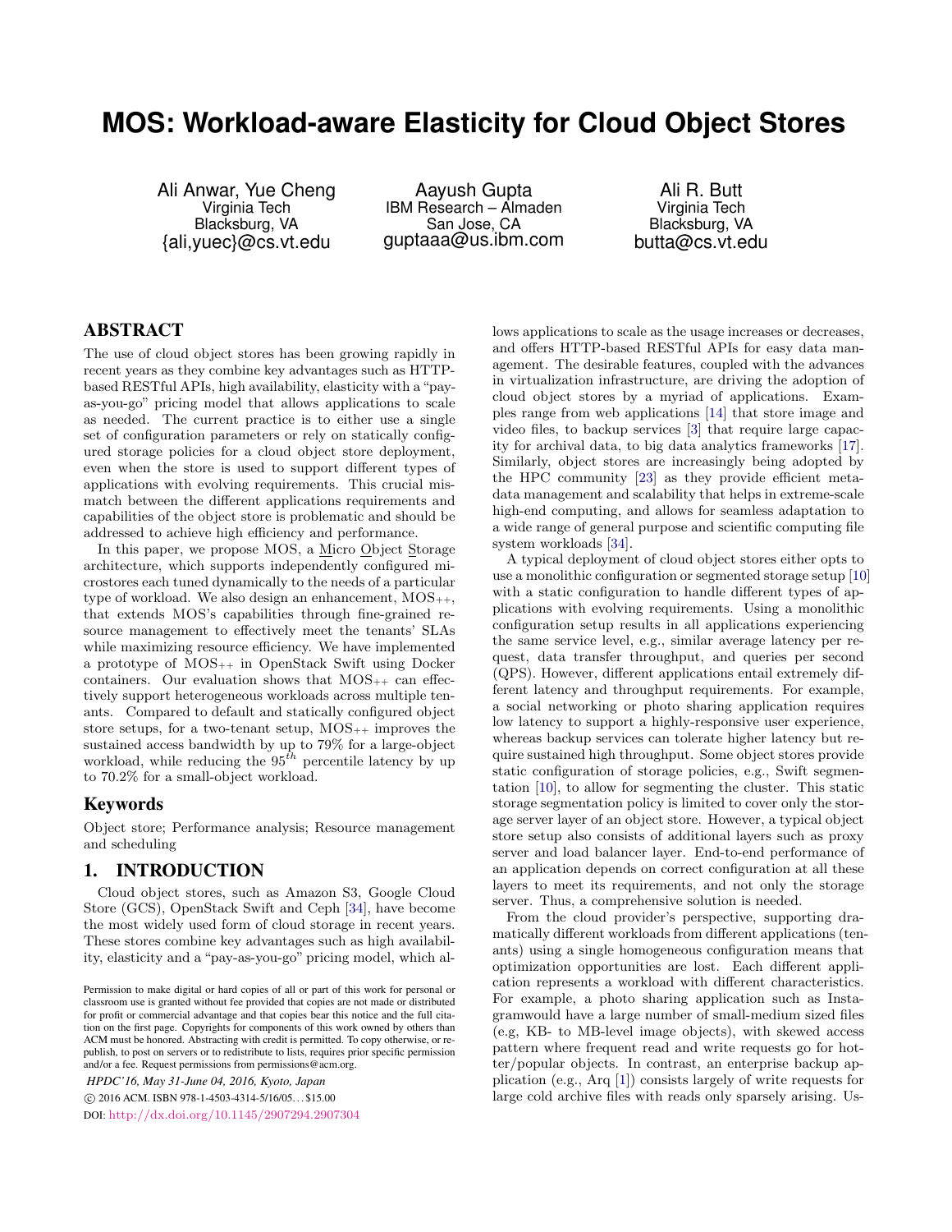# MOS: Workload-aware Elasticity for Cloud Object Stores

Ali Anwar, Yue Cheng
Virginia Tech
Blacksburg, VA
{ali,yuec}@cs.vt.edu

Aayush Gupta
IBM Research – Almaden
San Jose, CA
guptaaa@us.ibm.com

Ali R. Butt
Virginia Tech
Blacksburg, VA
butta@cs.vt.edu

## ABSTRACT

The use of cloud object stores has been growing rapidly in recent years as they combine key advantages such as HTTP-based RESTful APIs, high availability, elasticity with a "pay-as-you-go" pricing model that allows applications to scale as needed. The current practice is to either use a single set of configuration parameters or rely on statically configured storage policies for a cloud object store deployment, even when the store is used to support different types of applications with evolving requirements. This crucial mismatch between the different applications requirements and capabilities of the object store is problematic and should be addressed to achieve high efficiency and performance.

In this paper, we propose MOS, a Micro Object Storage architecture, which supports independently configured microstores each tuned dynamically to the needs of a particular type of workload. We also design an enhancement, $MOS_{++}$, that extends MOS's capabilities through fine-grained resource management to effectively meet the tenants' SLAs while maximizing resource efficiency. We have implemented a prototype of $MOS_{++}$ in OpenStack Swift using Docker containers. Our evaluation shows that $MOS_{++}$ can effectively support heterogeneous workloads across multiple tenants. Compared to default and statically configured object store setups, for a two-tenant setup, $MOS_{++}$ improves the sustained access bandwidth by up to 79% for a large-object workload, while reducing the $95^{th}$ percentile latency by up to 70.2% for a small-object workload.

## Keywords

Object store; Performance analysis; Resource management and scheduling

## 1. INTRODUCTION

Cloud object stores, such as Amazon S3, Google Cloud Store (GCS), OpenStack Swift and Ceph [34], have become the most widely used form of cloud storage in recent years. These stores combine key advantages such as high availability, elasticity and a "pay-as-you-go" pricing model, which allows applications to scale as the usage increases or decreases, and offers HTTP-based RESTful APIs for easy data management. The desirable features, coupled with the advances in virtualization infrastructure, are driving the adoption of cloud object stores by a myriad of applications. Examples range from web applications [14] that store image and video files, to backup services [3] that require large capacity for archival data, to big data analytics frameworks [17]. Similarly, object stores are increasingly being adopted by the HPC community [23] as they provide efficient metadata management and scalability that helps in extreme-scale high-end computing, and allows for seamless adaptation to a wide range of general purpose and scientific computing file system workloads [34].

A typical deployment of cloud object stores either opts to use a monolithic configuration or segmented storage setup [10] with a static configuration to handle different types of applications with evolving requirements. Using a monolithic configuration setup results in all applications experiencing the same service level, e.g., similar average latency per request, data transfer throughput, and queries per second (QPS). However, different applications entail extremely different latency and throughput requirements. For example, a social networking or photo sharing application requires low latency to support a highly-responsive user experience, whereas backup services can tolerate higher latency but require sustained high throughput. Some object stores provide static configuration of storage policies, e.g., Swift segmentation [10], to allow for segmenting the cluster. This static storage segmentation policy is limited to cover only the storage server layer of an object store. However, a typical object store setup also consists of additional layers such as proxy server and load balancer layer. End-to-end performance of an application depends on correct configuration at all these layers to meet its requirements, and not only the storage server. Thus, a comprehensive solution is needed.

From the cloud provider's perspective, supporting dramatically different workloads from different applications (tenants) using a single homogeneous configuration means that optimization opportunities are lost. Each different application represents a workload with different characteristics. For example, a photo sharing application such as Instagramwould have a large number of small-medium sized files (e.g, KB- to MB-level image objects), with skewed access pattern where frequent read and write requests go for hotter/popular objects. In contrast, an enterprise backup application (e.g., Arq [1]) consists largely of write requests for large cold archive files with reads only sparsely arising. Us-

Permission to make digital or hard copies of all or part of this work for personal or classroom use is granted without fee provided that copies are not made or distributed for profit or commercial advantage and that copies bear this notice and the full citation on the first page. Copyrights for components of this work owned by others than ACM must be honored. Abstracting with credit is permitted. To copy otherwise, or republish, to post on servers or to redistribute to lists, requires prior specific permission and/or a fee. Request permissions from permissions@acm.org.

*HPDC'16, May 31-June 04, 2016, Kyoto, Japan*
© 2016 ACM. ISBN 978-1-4503-4314-5/16/05...$15.00
DOI: http://dx.doi.org/10.1145/2907294.2907304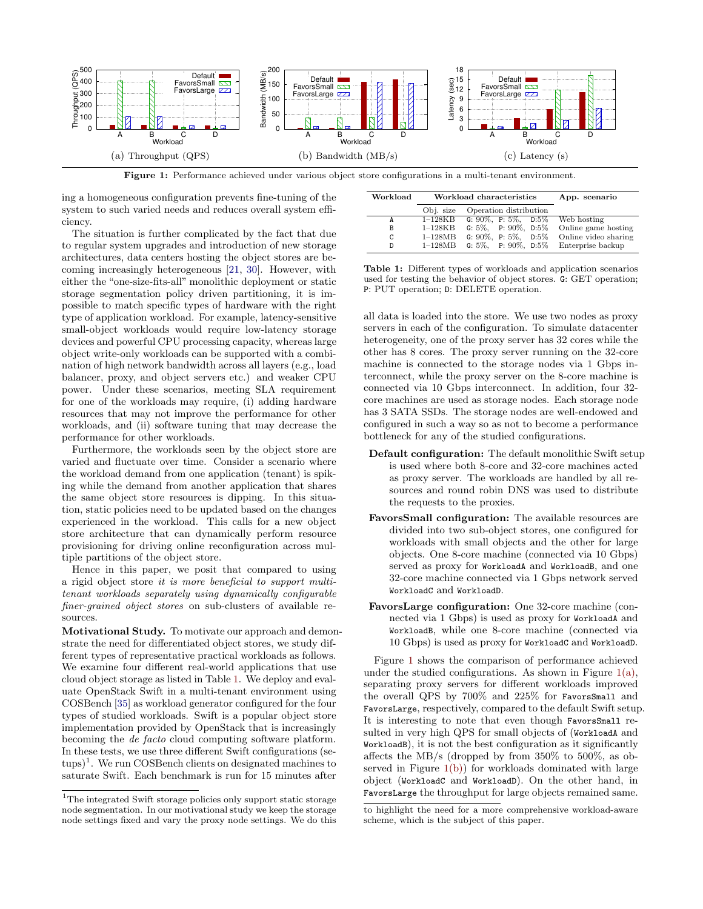Figure 1: Performance achieved under various object store configurations in a multi-tenant environment.

(a) Throughput (QPS)

(b) Bandwidth (MB/s)

(c) Latency (s)

ing a homogeneous configuration prevents fine-tuning of the system to such varied needs and reduces overall system efficiency.

The situation is further complicated by the fact that due to regular system upgrades and introduction of new storage architectures, data centers hosting the object stores are becoming increasingly heterogeneous [21, 30]. However, with either the "one-size-fits-all" monolithic deployment or static storage segmentation policy driven partitioning, it is impossible to match specific types of hardware with the right type of application workload. For example, latency-sensitive small-object workloads would require low-latency storage devices and powerful CPU processing capacity, whereas large object write-only workloads can be supported with a combination of high network bandwidth across all layers (e.g., load balancer, proxy, and object servers etc.) and weaker CPU power. Under these scenarios, meeting SLA requirement for one of the workloads may require, (i) adding hardware resources that may not improve the performance for other workloads, and (ii) software tuning that may decrease the performance for other workloads.

Furthermore, the workloads seen by the object store are varied and fluctuate over time. Consider a scenario where the workload demand from one application (tenant) is spiking while the demand from another application that shares the same object store resources is dipping. In this situation, static policies need to be updated based on the changes experienced in the workload. This calls for a new object store architecture that can dynamically perform resource provisioning for driving online reconfiguration across multiple partitions of the object store.

Hence in this paper, we posit that compared to using a rigid object store *it is more beneficial to support multi-tenant workloads separately using dynamically configurable finer-grained object stores* on sub-clusters of available resources.

**Motivational Study.** To motivate our approach and demonstrate the need for differentiated object stores, we study different types of representative practical workloads as follows. We examine four different real-world applications that use cloud object storage as listed in Table 1. We deploy and evaluate OpenStack Swift in a multi-tenant environment using COSBench [35] as workload generator configured for the four types of studied workloads. Swift is a popular object store implementation provided by OpenStack that is increasingly becoming the *de facto* cloud computing software platform. In these tests, we use three different Swift configurations (setups)[1]. We run COSBench clients on designated machines to saturate Swift. Each benchmark is run for 15 minutes after

| Workload | Workload characteristics | | App. scenario |
|---|---|---|---|
| | Obj. size | Operation distribution | |
| A | 1–128KB | G: 90%, P: 5%, D:5% | Web hosting |
| B | 1–128KB | G: 5%, P: 90%, D:5% | Online game hosting |
| C | 1–128MB | G: 90%, P: 5%, D:5% | Online video sharing |
| D | 1–128MB | G: 5%, P: 90%, D:5% | Enterprise backup |

**Table 1:** Different types of workloads and application scenarios used for testing the behavior of object stores. G: GET operation; P: PUT operation; D: DELETE operation.

all data is loaded into the store. We use two nodes as proxy servers in each of the configuration. To simulate datacenter heterogeneity, one of the proxy server has 32 cores while the other has 8 cores. The proxy server running on the 32-core machine is connected to the storage nodes via 1 Gbps interconnect, while the proxy server on the 8-core machine is connected via 10 Gbps interconnect. In addition, four 32-core machines are used as storage nodes. Each storage node has 3 SATA SSDs. The storage nodes are well-endowed and configured in such a way so as not to become a performance bottleneck for any of the studied configurations.

- **Default configuration:** The default monolithic Swift setup is used where both 8-core and 32-core machines acted as proxy server. The workloads are handled by all resources and round robin DNS was used to distribute the requests to the proxies.
- **FavorsSmall configuration:** The available resources are divided into two sub-object stores, one configured for workloads with small objects and the other for large objects. One 8-core machine (connected via 10 Gbps) served as proxy for WorkloadA and WorkloadB, and one 32-core machine connected via 1 Gbps network served WorkloadC and WorkloadD.
- **FavorsLarge configuration:** One 32-core machine (connected via 1 Gbps) is used as proxy for WorkloadA and WorkloadB, while one 8-core machine (connected via 10 Gbps) is used as proxy for WorkloadC and WorkloadD.

Figure 1 shows the comparison of performance achieved under the studied configurations. As shown in Figure 1(a), separating proxy servers for different workloads improved the overall QPS by 700% and 225% for FavorsSmall and FavorsLarge, respectively, compared to the default Swift setup. It is interesting to note that even though FavorsSmall resulted in very high QPS for small objects of (WorkloadA and WorkloadB), it is not the best configuration as it significantly affects the MB/s (dropped by from 350% to 500%, as observed in Figure 1(b)) for workloads dominated with large object (WorkloadC and WorkloadD). On the other hand, in FavorsLarge the throughput for large objects remained same.

[1] The integrated Swift storage policies only support static storage node segmentation. In our motivational study we keep the storage node settings fixed and vary the proxy node settings. We do this to highlight the need for a more comprehensive workload-aware scheme, which is the subject of this paper.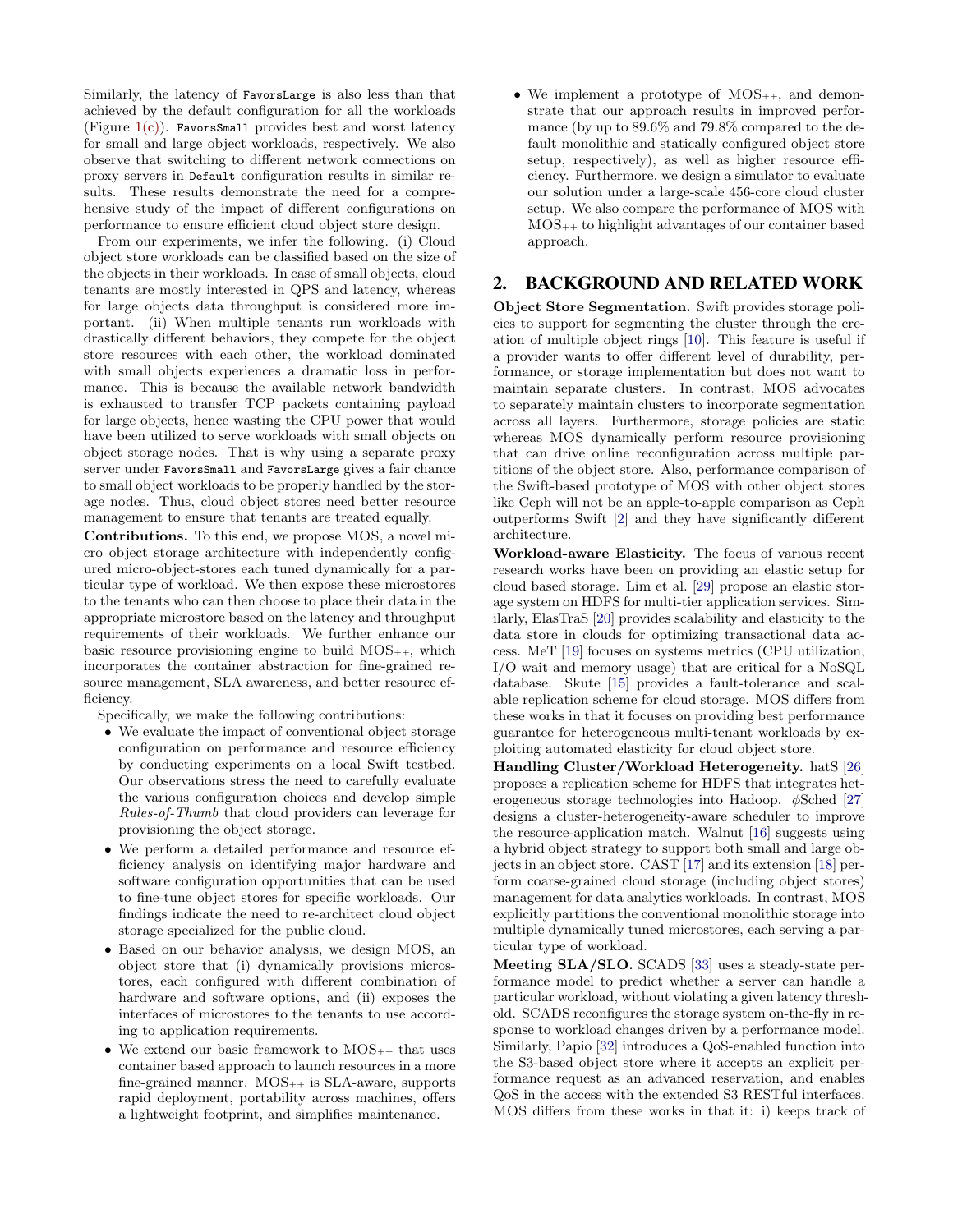Similarly, the latency of `FavorsLarge` is also less than that achieved by the default configuration for all the workloads (Figure 1(c)). `FavorsSmall` provides best and worst latency for small and large object workloads, respectively. We also observe that switching to different network connections on proxy servers in `Default` configuration results in similar results. These results demonstrate the need for a comprehensive study of the impact of different configurations on performance to ensure efficient cloud object store design.

From our experiments, we infer the following. (i) Cloud object store workloads can be classified based on the size of the objects in their workloads. In case of small objects, cloud tenants are mostly interested in QPS and latency, whereas for large objects data throughput is considered more important. (ii) When multiple tenants run workloads with drastically different behaviors, they compete for the object store resources with each other, the workload dominated with small objects experiences a dramatic loss in performance. This is because the available network bandwidth is exhausted to transfer TCP packets containing payload for large objects, hence wasting the CPU power that would have been utilized to serve workloads with small objects on object storage nodes. That is why using a separate proxy server under `FavorsSmall` and `FavorsLarge` gives a fair chance to small object workloads to be properly handled by the storage nodes. Thus, cloud object stores need better resource management to ensure that tenants are treated equally.

**Contributions.** To this end, we propose MOS, a novel micro object storage architecture with independently configured micro-object-stores each tuned dynamically for a particular type of workload. We then expose these microstores to the tenants who can then choose to place their data in the appropriate microstore based on the latency and throughput requirements of their workloads. We further enhance our basic resource provisioning engine to build $\text{MOS}_{++}$, which incorporates the container abstraction for fine-grained resource management, SLA awareness, and better resource efficiency.

Specifically, we make the following contributions:

- We evaluate the impact of conventional object storage configuration on performance and resource efficiency by conducting experiments on a local Swift testbed. Our observations stress the need to carefully evaluate the various configuration choices and develop simple *Rules-of-Thumb* that cloud providers can leverage for provisioning the object storage.
- We perform a detailed performance and resource efficiency analysis on identifying major hardware and software configuration opportunities that can be used to fine-tune object stores for specific workloads. Our findings indicate the need to re-architect cloud object storage specialized for the public cloud.
- Based on our behavior analysis, we design MOS, an object store that (i) dynamically provisions microstores, each configured with different combination of hardware and software options, and (ii) exposes the interfaces of microstores to the tenants to use according to application requirements.
- We extend our basic framework to $\text{MOS}_{++}$ that uses container based approach to launch resources in a more fine-grained manner. $\text{MOS}_{++}$ is SLA-aware, supports rapid deployment, portability across machines, offers a lightweight footprint, and simplifies maintenance.
- We implement a prototype of $\text{MOS}_{++}$, and demonstrate that our approach results in improved performance (by up to 89.6% and 79.8% compared to the default monolithic and statically configured object store setup, respectively), as well as higher resource efficiency. Furthermore, we design a simulator to evaluate our solution under a large-scale 456-core cloud cluster setup. We also compare the performance of MOS with $\text{MOS}_{++}$ to highlight advantages of our container based approach.

## 2. BACKGROUND AND RELATED WORK

**Object Store Segmentation.** Swift provides storage policies to support for segmenting the cluster through the creation of multiple object rings [10]. This feature is useful if a provider wants to offer different level of durability, performance, or storage implementation but does not want to maintain separate clusters. In contrast, MOS advocates to separately maintain clusters to incorporate segmentation across all layers. Furthermore, storage policies are static whereas MOS dynamically perform resource provisioning that can drive online reconfiguration across multiple partitions of the object store. Also, performance comparison of the Swift-based prototype of MOS with other object stores like Ceph will not be an apple-to-apple comparison as Ceph outperforms Swift [2] and they have significantly different architecture.

**Workload-aware Elasticity.** The focus of various recent research works have been on providing an elastic setup for cloud based storage. Lim et al. [29] propose an elastic storage system on HDFS for multi-tier application services. Similarly, ElasTraS [20] provides scalability and elasticity to the data store in clouds for optimizing transactional data access. MeT [19] focuses on systems metrics (CPU utilization, I/O wait and memory usage) that are critical for a NoSQL database. Skute [15] provides a fault-tolerance and scalable replication scheme for cloud storage. MOS differs from these works in that it focuses on providing best performance guarantee for heterogeneous multi-tenant workloads by exploiting automated elasticity for cloud object store.

**Handling Cluster/Workload Heterogeneity.** hatS [26] proposes a replication scheme for HDFS that integrates heterogeneous storage technologies into Hadoop. $\phi$Sched [27] designs a cluster-heterogeneity-aware scheduler to improve the resource-application match. Walnut [16] suggests using a hybrid object strategy to support both small and large objects in an object store. CAST [17] and its extension [18] perform coarse-grained cloud storage (including object stores) management for data analytics workloads. In contrast, MOS explicitly partitions the conventional monolithic storage into multiple dynamically tuned microstores, each serving a particular type of workload.

**Meeting SLA/SLO.** SCADS [33] uses a steady-state performance model to predict whether a server can handle a particular workload, without violating a given latency threshold. SCADS reconfigures the storage system on-the-fly in response to workload changes driven by a performance model. Similarly, Papio [32] introduces a QoS-enabled function into the S3-based object store where it accepts an explicit performance request as an advanced reservation, and enables QoS in the access with the extended S3 RESTful interfaces. MOS differs from these works in that it: i) keeps track of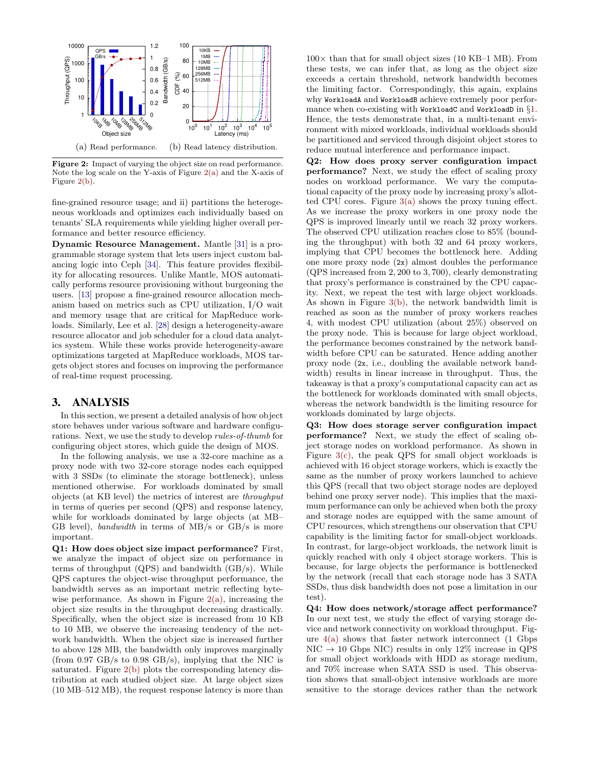(a) Read performance. (b) Read latency distribution.

**Figure 2:** Impact of varying the object size on read performance. Note the log scale on the Y-axis of Figure 2(a) and the X-axis of Figure 2(b).

fine-grained resource usage; and ii) partitions the heterogeneous workloads and optimizes each individually based on tenants' SLA requirements while yielding higher overall performance and better resource efficiency.

**Dynamic Resource Management.** Mantle [31] is a programmable storage system that lets users inject custom balancing logic into Ceph [34]. This feature provides flexibility for allocating resources. Unlike Mantle, MOS automatically performs resource provisioning without burgeoning the users. [13] propose a fine-grained resource allocation mechanism based on metrics such as CPU utilization, I/O wait and memory usage that are critical for MapReduce workloads. Similarly, Lee et al. [28] design a heterogeneity-aware resource allocator and job scheduler for a cloud data analytics system. While these works provide heterogeneity-aware optimizations targeted at MapReduce workloads, MOS targets object stores and focuses on improving the performance of real-time request processing.

## 3. ANALYSIS

In this section, we present a detailed analysis of how object store behaves under various software and hardware configurations. Next, we use the study to develop *rules-of-thumb* for configuring object stores, which guide the design of MOS.

In the following analysis, we use a 32-core machine as a proxy node with two 32-core storage nodes each equipped with 3 SSDs (to eliminate the storage bottleneck), unless mentioned otherwise. For workloads dominated by small objects (at KB level) the metrics of interest are *throughput* in terms of queries per second (QPS) and response latency, while for workloads dominated by large objects (at MB–GB level), *bandwidth* in terms of MB/s or GB/s is more important.

**Q1: How does object size impact performance?** First, we analyze the impact of object size on performance in terms of throughput (QPS) and bandwidth (GB/s). While QPS captures the object-wise throughput performance, the bandwidth serves as an important metric reflecting byte-wise performance. As shown in Figure 2(a), increasing the object size results in the throughput decreasing drastically. Specifically, when the object size is increased from 10 KB to 10 MB, we observe the increasing tendency of the network bandwidth. When the object size is increased further to above 128 MB, the bandwidth only improves marginally (from 0.97 GB/s to 0.98 GB/s), implying that the NIC is saturated. Figure 2(b) plots the corresponding latency distribution at each studied object size. At large object sizes (10 MB–512 MB), the request response latency is more than 100× than that for small object sizes (10 KB–1 MB). From these tests, we can infer that, as long as the object size exceeds a certain threshold, network bandwidth becomes the limiting factor. Correspondingly, this again, explains why `WorkloadA` and `WorkloadB` achieve extremely poor performance when co-existing with `WorkloadC` and `WorkloadD` in §1. Hence, the tests demonstrate that, in a multi-tenant environment with mixed workloads, individual workloads should be partitioned and serviced through disjoint object stores to reduce mutual interference and performance impact.

**Q2: How does proxy server configuration impact performance?** Next, we study the effect of scaling proxy nodes on workload performance. We vary the computational capacity of the proxy node by increasing proxy's allotted CPU cores. Figure 3(a) shows the proxy tuning effect. As we increase the proxy workers in one proxy node the QPS is improved linearly until we reach 32 proxy workers. The observed CPU utilization reaches close to 85% (bounding the throughput) with both 32 and 64 proxy workers, implying that CPU becomes the bottleneck here. Adding one more proxy node (`2x`) almost doubles the performance (QPS increased from 2,200 to 3,700), clearly demonstrating that proxy's performance is constrained by the CPU capacity. Next, we repeat the test with large object workloads. As shown in Figure 3(b), the network bandwidth limit is reached as soon as the number of proxy workers reaches 4, with modest CPU utilization (about 25%) observed on the proxy node. This is because for large object workload, the performance becomes constrained by the network bandwidth before CPU can be saturated. Hence adding another proxy node (`2x`, i.e., doubling the available network bandwidth) results in linear increase in throughput. Thus, the takeaway is that a proxy's computational capacity can act as the bottleneck for workloads dominated with small objects, whereas the network bandwidth is the limiting resource for workloads dominated by large objects.

**Q3: How does storage server configuration impact performance?** Next, we study the effect of scaling object storage nodes on workload performance. As shown in Figure 3(c), the peak QPS for small object workloads is achieved with 16 object storage workers, which is exactly the same as the number of proxy workers launched to achieve this QPS (recall that two object storage nodes are deployed behind one proxy server node). This implies that the maximum performance can only be achieved when both the proxy and storage nodes are equipped with the same amount of CPU resources, which strengthens our observation that CPU capability is the limiting factor for small-object workloads. In contrast, for large-object workloads, the network limit is quickly reached with only 4 object storage workers. This is because, for large objects the performance is bottlenecked by the network (recall that each storage node has 3 SATA SSDs, thus disk bandwidth does not pose a limitation in our test).

**Q4: How does network/storage affect performance?** In our next test, we study the effect of varying storage device and network connectivity on workload throughput. Figure 4(a) shows that faster network interconnect (1 Gbps NIC → 10 Gbps NIC) results in only 12% increase in QPS for small object workloads with HDD as storage medium, and 70% increase when SATA SSD is used. This observation shows that small-object intensive workloads are more sensitive to the storage devices rather than the network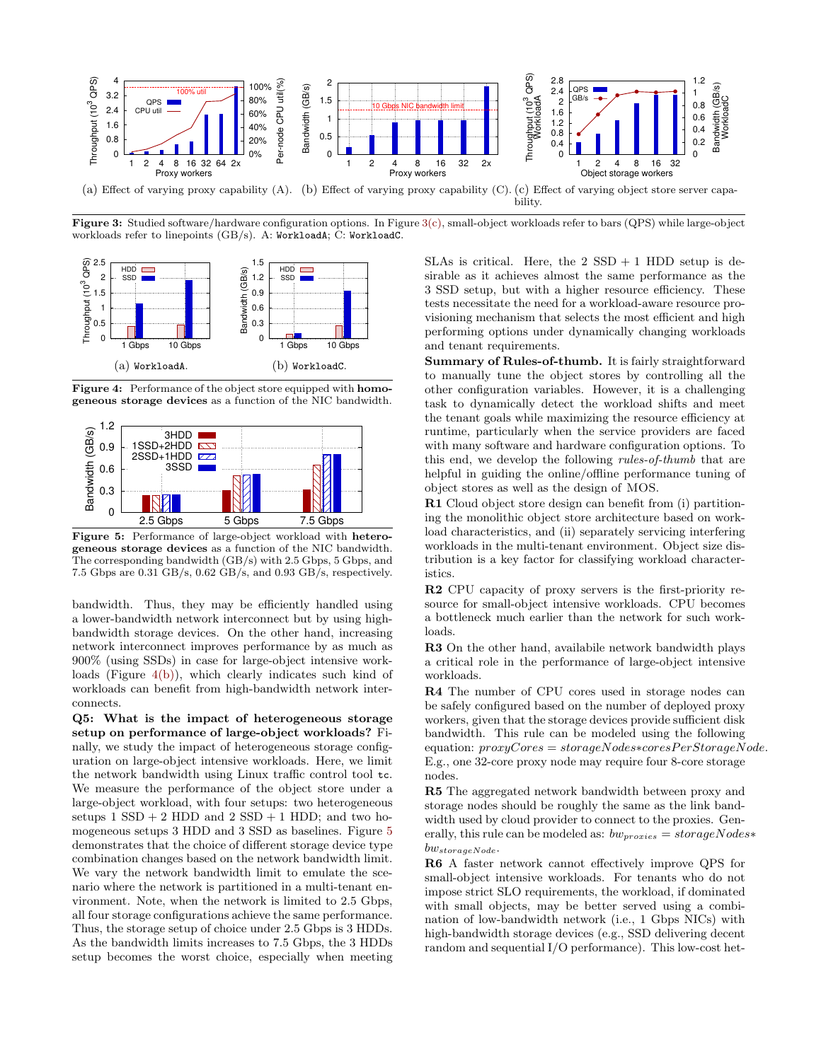(a) Effect of varying proxy capability (A). (b) Effect of varying proxy capability (C). (c) Effect of varying object store server capability.

**Figure 3:** Studied software/hardware configuration options. In Figure 3(c), small-object workloads refer to bars (QPS) while large-object workloads refer to linepoints (GB/s). A: `WorkloadA`; C: `WorkloadC`.

(a) `WorkloadA`. (b) `WorkloadC`.

**Figure 4:** Performance of the object store equipped with **homogeneous storage devices** as a function of the NIC bandwidth.

**Figure 5:** Performance of large-object workload with **heterogeneous storage devices** as a function of the NIC bandwidth. The corresponding bandwidth (GB/s) with 2.5 Gbps, 5 Gbps, and 7.5 Gbps are 0.31 GB/s, 0.62 GB/s, and 0.93 GB/s, respectively.

bandwidth. Thus, they may be efficiently handled using a lower-bandwidth network interconnect but by using high-bandwidth storage devices. On the other hand, increasing network interconnect improves performance by as much as 900% (using SSDs) in case for large-object intensive workloads (Figure 4(b)), which clearly indicates such kind of workloads can benefit from high-bandwidth network interconnects.

**Q5: What is the impact of heterogeneous storage setup on performance of large-object workloads?** Finally, we study the impact of heterogeneous storage configuration on large-object intensive workloads. Here, we limit the network bandwidth using Linux traffic control tool `tc`. We measure the performance of the object store under a large-object workload, with four setups: two heterogeneous setups 1 SSD + 2 HDD and 2 SSD + 1 HDD; and two homogeneous setups 3 HDD and 3 SSD as baselines. Figure 5 demonstrates that the choice of different storage device type combination changes based on the network bandwidth limit. We vary the network bandwidth limit to emulate the scenario where the network is partitioned in a multi-tenant environment. Note, when the network is limited to 2.5 Gbps, all four storage configurations achieve the same performance. Thus, the storage setup of choice under 2.5 Gbps is 3 HDDs. As the bandwidth limits increases to 7.5 Gbps, the 3 HDDs setup becomes the worst choice, especially when meeting SLAs is critical. Here, the 2 SSD + 1 HDD setup is desirable as it achieves almost the same performance as the 3 SSD setup, but with a higher resource efficiency. These tests necessitate the need for a workload-aware resource provisioning mechanism that selects the most efficient and high performing options under dynamically changing workloads and tenant requirements.

**Summary of Rules-of-thumb.** It is fairly straightforward to manually tune the object stores by controlling all the other configuration variables. However, it is a challenging task to dynamically detect the workload shifts and meet the tenant goals while maximizing the resource efficiency at runtime, particularly when the service providers are faced with many software and hardware configuration options. To this end, we develop the following *rules-of-thumb* that are helpful in guiding the online/offline performance tuning of object stores as well as the design of MOS.

**R1** Cloud object store design can benefit from (i) partitioning the monolithic object store architecture based on workload characteristics, and (ii) separately servicing interfering workloads in the multi-tenant environment. Object size distribution is a key factor for classifying workload characteristics.

**R2** CPU capacity of proxy servers is the first-priority resource for small-object intensive workloads. CPU becomes a bottleneck much earlier than the network for such workloads.

**R3** On the other hand, availabile network bandwidth plays a critical role in the performance of large-object intensive workloads.

**R4** The number of CPU cores used in storage nodes can be safely configured based on the number of deployed proxy workers, given that the storage devices provide sufficient disk bandwidth. This rule can be modeled using the following equation: $proxyCores = storageNodes * coresPerStorageNode$. E.g., one 32-core proxy node may require four 8-core storage nodes.

**R5** The aggregated network bandwidth between proxy and storage nodes should be roughly the same as the link bandwidth used by cloud provider to connect to the proxies. Generally, this rule can be modeled as: $bw_{proxies} = storageNodes * bw_{storageNode}$.

**R6** A faster network cannot effectively improve QPS for small-object intensive workloads. For tenants who do not impose strict SLO requirements, the workload, if dominated with small objects, may be better served using a combination of low-bandwidth network (i.e., 1 Gbps NICs) with high-bandwidth storage devices (e.g., SSD delivering decent random and sequential I/O performance). This low-cost het-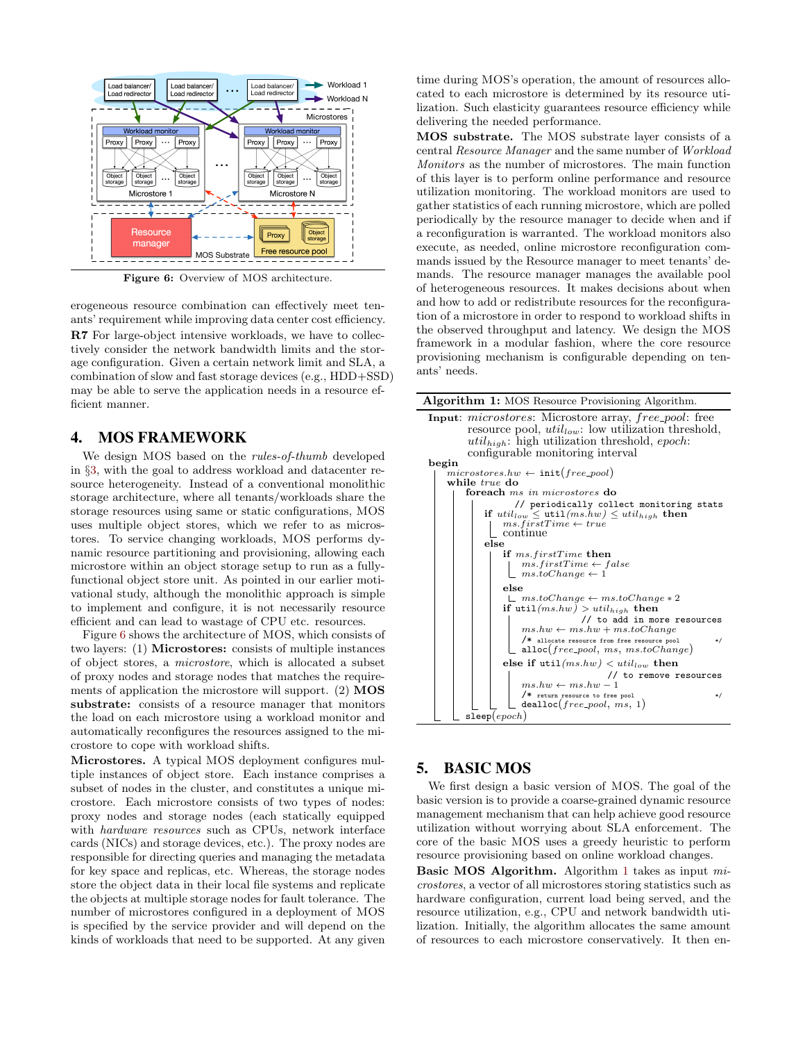Figure 6: Overview of MOS architecture.

erogeneous resource combination can effectively meet tenants' requirement while improving data center cost efficiency.

**R7** For large-object intensive workloads, we have to collectively consider the network bandwidth limits and the storage configuration. Given a certain network limit and SLA, a combination of slow and fast storage devices (e.g., HDD+SSD) may be able to serve the application needs in a resource efficient manner.

## 4. MOS FRAMEWORK

We design MOS based on the *rules-of-thumb* developed in §3, with the goal to address workload and datacenter resource heterogeneity. Instead of a conventional monolithic storage architecture, where all tenants/workloads share the storage resources using same or static configurations, MOS uses multiple object stores, which we refer to as microstores. To service changing workloads, MOS performs dynamic resource partitioning and provisioning, allowing each microstore within an object storage setup to run as a fully-functional object store unit. As pointed in our earlier motivational study, although the monolithic approach is simple to implement and configure, it is not necessarily resource efficient and can lead to wastage of CPU etc. resources.

Figure 6 shows the architecture of MOS, which consists of two layers: (1) **Microstores:** consists of multiple instances of object stores, a *microstore*, which is allocated a subset of proxy nodes and storage nodes that matches the requirements of application the microstore will support. (2) **MOS substrate:** consists of a resource manager that monitors the load on each microstore using a workload monitor and automatically reconfigures the resources assigned to the microstore to cope with workload shifts.

**Microstores.** A typical MOS deployment configures multiple instances of object store. Each instance comprises a subset of nodes in the cluster, and constitutes a unique microstore. Each microstore consists of two types of nodes: proxy nodes and storage nodes (each statically equipped with *hardware resources* such as CPUs, network interface cards (NICs) and storage devices, etc.). The proxy nodes are responsible for directing queries and managing the metadata for key space and replicas, etc. Whereas, the storage nodes store the object data in their local file systems and replicate the objects at multiple storage nodes for fault tolerance. The number of microstores configured in a deployment of MOS is specified by the service provider and will depend on the kinds of workloads that need to be supported. At any given time during MOS's operation, the amount of resources allocated to each microstore is determined by its resource utilization. Such elasticity guarantees resource efficiency while delivering the needed performance.

**MOS substrate.** The MOS substrate layer consists of a central *Resource Manager* and the same number of *Workload Monitors* as the number of microstores. The main function of this layer is to perform online performance and resource utilization monitoring. The workload monitors are used to gather statistics of each running microstore, which are polled periodically by the resource manager to decide when and if a reconfiguration is warranted. The workload monitors also execute, as needed, online microstore reconfiguration commands issued by the Resource manager to meet tenants' demands. The resource manager manages the available pool of heterogeneous resources. It makes decisions about when and how to add or redistribute resources for the reconfiguration of a microstore in order to respond to workload shifts in the observed throughput and latency. We design the MOS framework in a modular fashion, where the core resource provisioning mechanism is configurable depending on tenants' needs.

**Algorithm 1:** MOS Resource Provisioning Algorithm.

```
Input: microstores: Microstore array, free_pool: free
       resource pool, util_low: low utilization threshold,
       util_high: high utilization threshold, epoch:
       configurable monitoring interval
begin
  microstores.hw ← init(free_pool)
  while true do
    foreach ms in microstores do
          // periodically collect monitoring stats
      if util_low ≤ util(ms.hw) ≤ util_high then
        ms.firstTime ← true
        continue
      else
        if ms.firstTime then
          ms.firstTime ← false
          ms.toChange ← 1
        else
          ms.toChange ← ms.toChange * 2
        if util(ms.hw) > util_high then
                      // to add in more resources
          ms.hw ← ms.hw + ms.toChange
          /* allocate resource from free resource pool      */
          alloc(free_pool, ms, ms.toChange)
        else if util(ms.hw) < util_low then
                           // to remove resources
          ms.hw ← ms.hw − 1
          /* return resource to free pool                   */
          dealloc(free_pool, ms, 1)
    sleep(epoch)
```

## 5. BASIC MOS

We first design a basic version of MOS. The goal of the basic version is to provide a coarse-grained dynamic resource management mechanism that can help achieve good resource utilization without worrying about SLA enforcement. The core of the basic MOS uses a greedy heuristic to perform resource provisioning based on online workload changes.

**Basic MOS Algorithm.** Algorithm 1 takes as input *microstores*, a vector of all microstores storing statistics such as hardware configuration, current load being served, and the resource utilization, e.g., CPU and network bandwidth utilization. Initially, the algorithm allocates the same amount of resources to each microstore conservatively. It then en-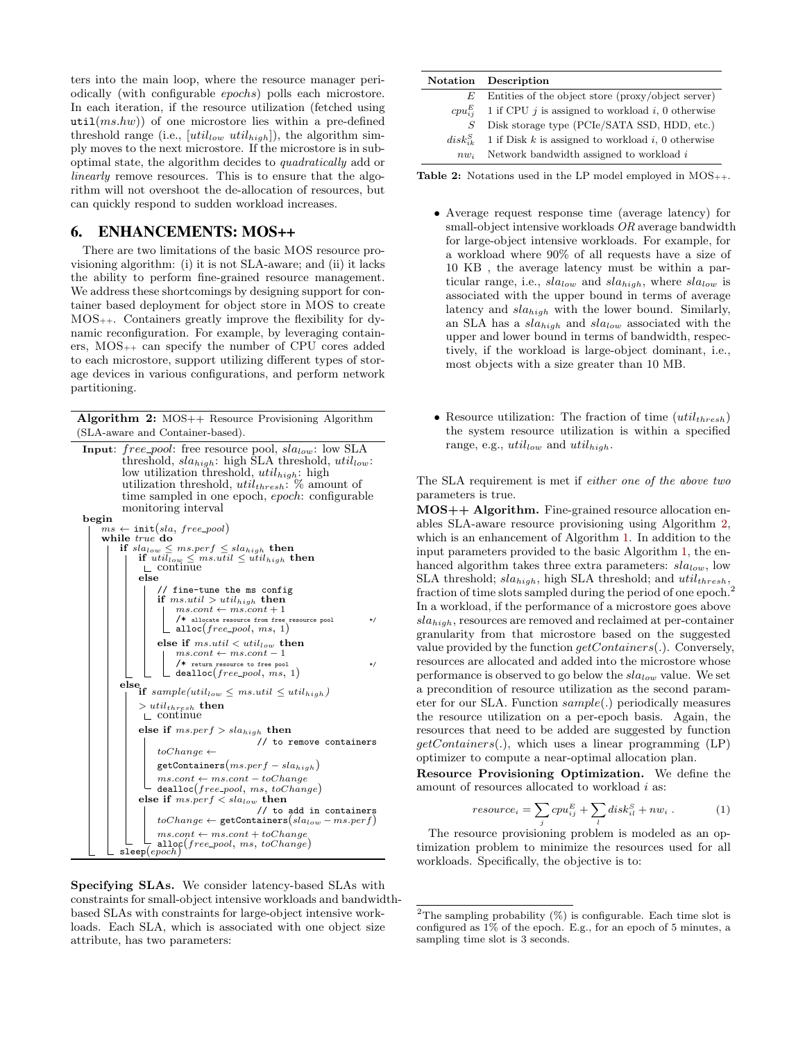ters into the main loop, where the resource manager periodically (with configurable *epochs*) polls each microstore. In each iteration, if the resource utilization (fetched using $\texttt{util}(ms.hw)$) of one microstore lies within a pre-defined threshold range (i.e., $[util_{low}\ util_{high}]$), the algorithm simply moves to the next microstore. If the microstore is in sub-optimal state, the algorithm decides to *quadratically* add or *linearly* remove resources. This is to ensure that the algorithm will not overshoot the de-allocation of resources, but can quickly respond to sudden workload increases.

## 6. ENHANCEMENTS: MOS++

There are two limitations of the basic MOS resource provisioning algorithm: (i) it is not SLA-aware; and (ii) it lacks the ability to perform fine-grained resource management. We address these shortcomings by designing support for container based deployment for object store in MOS to create $\text{MOS}_{++}$. Containers greatly improve the flexibility for dynamic reconfiguration. For example, by leveraging containers, $\text{MOS}_{++}$ can specify the number of CPU cores added to each microstore, support utilizing different types of storage devices in various configurations, and perform network partitioning.

**Algorithm 2:** MOS++ Resource Provisioning Algorithm (SLA-aware and Container-based).

```
Input: free_pool: free resource pool, sla_low: low SLA
       threshold, sla_high: high SLA threshold, util_low:
       low utilization threshold, util_high: high
       utilization threshold, util_thresh: % amount of
       time sampled in one epoch, epoch: configurable
       monitoring interval
begin
  ms ← init(sla, free_pool)
  while true do
    if sla_low ≤ ms.perf ≤ sla_high then
      if util_low ≤ ms.util ≤ util_high then
        continue
      else
        // fine-tune the ms config
        if ms.util > util_high then
          ms.cont ← ms.cont + 1
          /* allocate resource from free resource pool */
          alloc(free_pool, ms, 1)
        else if ms.util < util_low then
          ms.cont ← ms.cont − 1
          /* return resource to free pool */
          dealloc(free_pool, ms, 1)
    else
      if sample(util_low ≤ ms.util ≤ util_high)
         > util_thresh then
        continue
      else if ms.perf > sla_high then
        // to remove containers
        toChange ←
          getContainers(ms.perf − sla_high)
        ms.cont ← ms.cont − toChange
        dealloc(free_pool, ms, toChange)
      else if ms.perf < sla_low then
        // to add in containers
        toChange ← getContainers(sla_low − ms.perf)
        ms.cont ← ms.cont + toChange
        alloc(free_pool, ms, toChange)
    sleep(epoch)
```

**Specifying SLAs.** We consider latency-based SLAs with constraints for small-object intensive workloads and bandwidth-based SLAs with constraints for large-object intensive workloads. Each SLA, which is associated with one object size attribute, has two parameters:

- Average request response time (average latency) for small-object intensive workloads *OR* average bandwidth for large-object intensive workloads. For example, for a workload where 90% of all requests have a size of 10 KB , the average latency must be within a particular range, i.e., $sla_{low}$ and $sla_{high}$, where $sla_{low}$ is associated with the upper bound in terms of average latency and $sla_{high}$ with the lower bound. Similarly, an SLA has a $sla_{high}$ and $sla_{low}$ associated with the upper and lower bound in terms of bandwidth, respectively, if the workload is large-object dominant, i.e., most objects with a size greater than 10 MB.

- Resource utilization: The fraction of time ($util_{thresh}$) the system resource utilization is within a specified range, e.g., $util_{low}$ and $util_{high}$.

The SLA requirement is met if *either one of the above two* parameters is true.

| Notation | Description |
|---|---|
| $E$ | Entities of the object store (proxy/object server) |
| $cpu^E_{ij}$ | 1 if CPU $j$ is assigned to workload $i$, 0 otherwise |
| $S$ | Disk storage type (PCIe/SATA SSD, HDD, etc.) |
| $disk^S_{ik}$ | 1 if Disk $k$ is assigned to workload $i$, 0 otherwise |
| $nw_i$ | Network bandwidth assigned to workload $i$ |

**Table 2:** Notations used in the LP model employed in $\text{MOS}_{++}$.

**MOS++ Algorithm.** Fine-grained resource allocation enables SLA-aware resource provisioning using Algorithm 2, which is an enhancement of Algorithm 1. In addition to the input parameters provided to the basic Algorithm 1, the enhanced algorithm takes three extra parameters: $sla_{low}$, low SLA threshold; $sla_{high}$, high SLA threshold; and $util_{thresh}$, fraction of time slots sampled during the period of one epoch.[2] In a workload, if the performance of a microstore goes above $sla_{high}$, resources are removed and reclaimed at per-container granularity from that microstore based on the suggested value provided by the function *getContainers*(.). Conversely, resources are allocated and added into the microstore whose performance is observed to go below the $sla_{low}$ value. We set a precondition of resource utilization as the second parameter for our SLA. Function *sample*(.) periodically measures the resource utilization on a per-epoch basis. Again, the resources that need to be added are suggested by function *getContainers*(.), which uses a linear programming (LP) optimizer to compute a near-optimal allocation plan.

**Resource Provisioning Optimization.** We define the amount of resources allocated to workload $i$ as:

$$resource_i = \sum_j cpu^E_{ij} + \sum_l disk^S_{il} + nw_i \,. \qquad (1)$$

The resource provisioning problem is modeled as an optimization problem to minimize the resources used for all workloads. Specifically, the objective is to:

[2] The sampling probability (%) is configurable. Each time slot is configured as 1% of the epoch. E.g., for an epoch of 5 minutes, a sampling time slot is 3 seconds.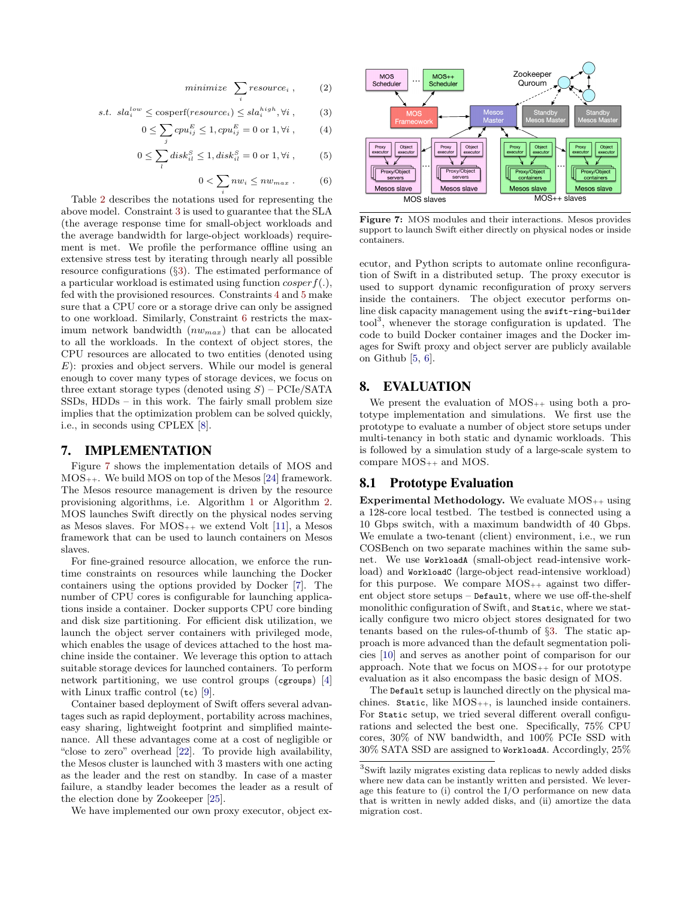$$minimize \sum_i resource_i \;, \quad (2)$$

$$s.t.\; sla_i^{low} \leq \text{cosperf}(resource_i) \leq sla_i^{high}, \forall i \;, \quad (3)$$

$$0 \leq \sum_j cpu_{ij}^E \leq 1, cpu_{ij}^E = 0 \text{ or } 1, \forall i \;, \quad (4)$$

$$0 \leq \sum_l disk_{il}^S \leq 1, disk_{il}^S = 0 \text{ or } 1, \forall i \;, \quad (5)$$

$$0 < \sum_i nw_i \leq nw_{max} \;. \quad (6)$$

Table 2 describes the notations used for representing the above model. Constraint 3 is used to guarantee that the SLA (the average response time for small-object workloads and the average bandwidth for large-object workloads) requirement is met. We profile the performance offline using an extensive stress test by iterating through nearly all possible resource configurations (§3). The estimated performance of a particular workload is estimated using function $cosperf(.)$, fed with the provisioned resources. Constraints 4 and 5 make sure that a CPU core or a storage drive can only be assigned to one workload. Similarly, Constraint 6 restricts the maximum network bandwidth ($nw_{max}$) that can be allocated to all the workloads. In the context of object stores, the CPU resources are allocated to two entities (denoted using $E$): proxies and object servers. While our model is general enough to cover many types of storage devices, we focus on three extant storage types (denoted using $S$) – PCIe/SATA SSDs, HDDs – in this work. The fairly small problem size implies that the optimization problem can be solved quickly, i.e., in seconds using CPLEX [8].

## 7. IMPLEMENTATION

Figure 7 shows the implementation details of MOS and MOS++. We build MOS on top of the Mesos [24] framework. The Mesos resource management is driven by the resource provisioning algorithms, i.e. Algorithm 1 or Algorithm 2. MOS launches Swift directly on the physical nodes serving as Mesos slaves. For MOS++ we extend Volt [11], a Mesos framework that can be used to launch containers on Mesos slaves.

For fine-grained resource allocation, we enforce the runtime constraints on resources while launching the Docker containers using the options provided by Docker [7]. The number of CPU cores is configurable for launching applications inside a container. Docker supports CPU core binding and disk size partitioning. For efficient disk utilization, we launch the object server containers with privileged mode, which enables the usage of devices attached to the host machine inside the container. We leverage this option to attach suitable storage devices for launched containers. To perform network partitioning, we use control groups (`cgroups`) [4] with Linux traffic control (`tc`) [9].

Container based deployment of Swift offers several advantages such as rapid deployment, portability across machines, easy sharing, lightweight footprint and simplified maintenance. All these advantages come at a cost of negligible or "close to zero" overhead [22]. To provide high availability, the Mesos cluster is launched with 3 masters with one acting as the leader and the rest on standby. In case of a master failure, a standby leader becomes the leader as a result of the election done by Zookeeper [25].

We have implemented our own proxy executor, object executor, and Python scripts to automate online reconfiguration of Swift in a distributed setup. The proxy executor is used to support dynamic reconfiguration of proxy servers inside the containers. The object executor performs online disk capacity management using the `swift-ring-builder` tool[3], whenever the storage configuration is updated. The code to build Docker container images and the Docker images for Swift proxy and object server are publicly available on Github [5, 6].

Figure 7: MOS modules and their interactions. Mesos provides support to launch Swift either directly on physical nodes or inside containers.

## 8. EVALUATION

We present the evaluation of MOS++ using both a prototype implementation and simulations. We first use the prototype to evaluate a number of object store setups under multi-tenancy in both static and dynamic workloads. This is followed by a simulation study of a large-scale system to compare MOS++ and MOS.

### 8.1 Prototype Evaluation

**Experimental Methodology.** We evaluate MOS++ using a 128-core local testbed. The testbed is connected using a 10 Gbps switch, with a maximum bandwidth of 40 Gbps. We emulate a two-tenant (client) environment, i.e., we run COSBench on two separate machines within the same subnet. We use `WorkloadA` (small-object read-intensive workload) and `WorkloadC` (large-object read-intensive workload) for this purpose. We compare MOS++ against two different object store setups – `Default`, where we use off-the-shelf monolithic configuration of Swift, and `Static`, where we statically configure two micro object stores designated for two tenants based on the rules-of-thumb of §3. The static approach is more advanced than the default segmentation policies [10] and serves as another point of comparison for our approach. Note that we focus on MOS++ for our prototype evaluation as it also encompass the basic design of MOS.

The `Default` setup is launched directly on the physical machines. `Static`, like MOS++, is launched inside containers. For `Static` setup, we tried several different overall configurations and selected the best one. Specifically, 75% CPU cores, 30% of NW bandwidth, and 100% PCIe SSD with 30% SATA SSD are assigned to `WorkloadA`. Accordingly, 25%

[3] Swift lazily migrates existing data replicas to newly added disks where new data can be instantly written and persisted. We leverage this feature to (i) control the I/O performance on new data that is written in newly added disks, and (ii) amortize the data migration cost.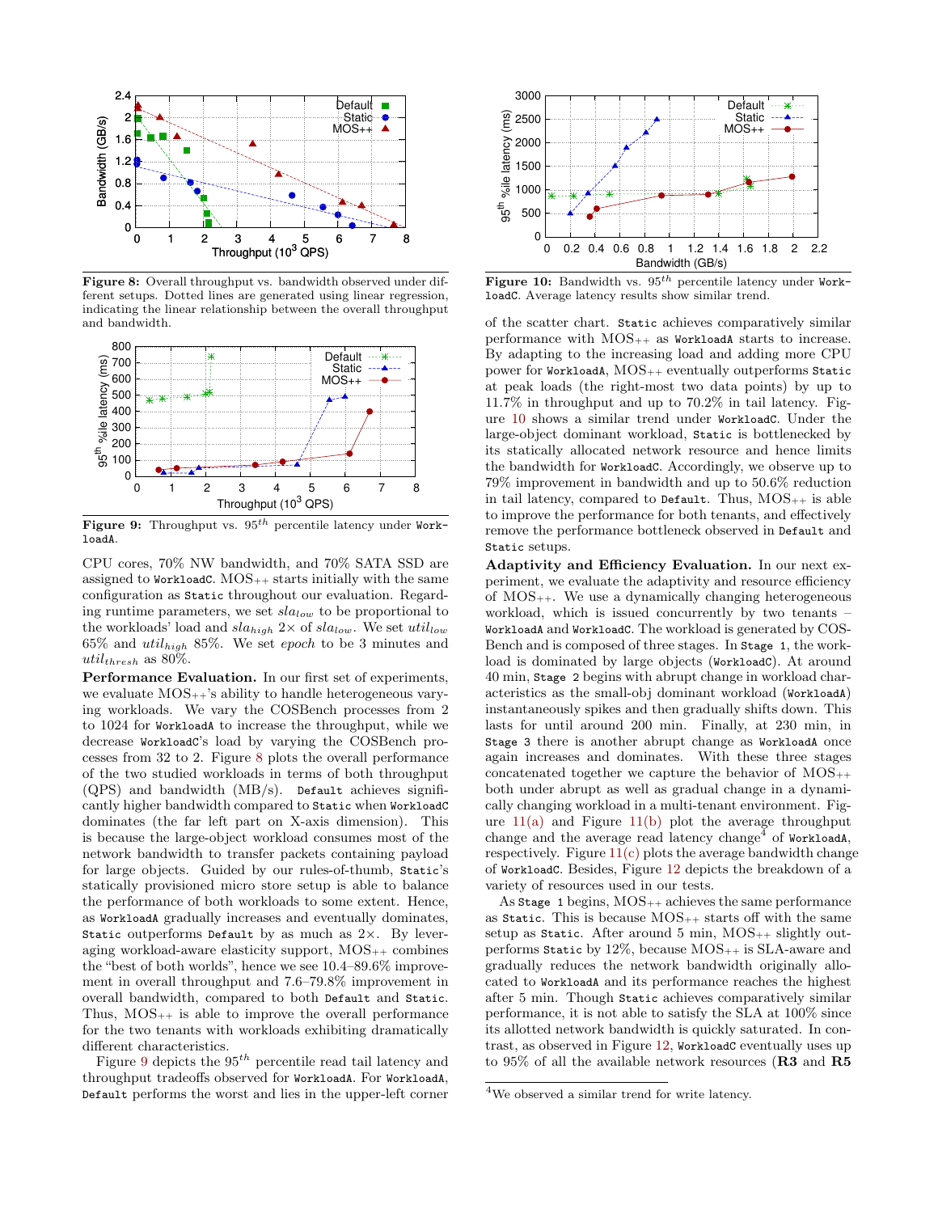**Figure 8:** Overall throughput vs. bandwidth observed under different setups. Dotted lines are generated using linear regression, indicating the linear relationship between the overall throughput and bandwidth.

**Figure 9:** Throughput vs. $95^{th}$ percentile latency under WorkloadA.

CPU cores, 70% NW bandwidth, and 70% SATA SSD are assigned to WorkloadC. MOS++ starts initially with the same configuration as Static throughout our evaluation. Regarding runtime parameters, we set $sla_{low}$ to be proportional to the workloads' load and $sla_{high}$ 2× of $sla_{low}$. We set $util_{low}$ 65% and $util_{high}$ 85%. We set *epoch* to be 3 minutes and $util_{thresh}$ as 80%.

**Performance Evaluation.** In our first set of experiments, we evaluate MOS++'s ability to handle heterogeneous varying workloads. We vary the COSBench processes from 2 to 1024 for WorkloadA to increase the throughput, while we decrease WorkloadC's load by varying the COSBench processes from 32 to 2. Figure 8 plots the overall performance of the two studied workloads in terms of both throughput (QPS) and bandwidth (MB/s). Default achieves significantly higher bandwidth compared to Static when WorkloadC dominates (the far left part on X-axis dimension). This is because the large-object workload consumes most of the network bandwidth to transfer packets containing payload for large objects. Guided by our rules-of-thumb, Static's statically provisioned micro store setup is able to balance the performance of both workloads to some extent. Hence, as WorkloadA gradually increases and eventually dominates, Static outperforms Default by as much as 2×. By leveraging workload-aware elasticity support, MOS++ combines the "best of both worlds", hence we see 10.4–89.6% improvement in overall throughput and 7.6–79.8% improvement in overall bandwidth, compared to both Default and Static. Thus, MOS++ is able to improve the overall performance for the two tenants with workloads exhibiting dramatically different characteristics.

Figure 9 depicts the $95^{th}$ percentile read tail latency and throughput tradeoffs observed for WorkloadA. For WorkloadA, Default performs the worst and lies in the upper-left corner of the scatter chart. Static achieves comparatively similar performance with MOS++ as WorkloadA starts to increase. By adapting to the increasing load and adding more CPU power for WorkloadA, MOS++ eventually outperforms Static at peak loads (the right-most two data points) by up to 11.7% in throughput and up to 70.2% in tail latency. Figure 10 shows a similar trend under WorkloadC. Under the large-object dominant workload, Static is bottlenecked by its statically allocated network resource and hence limits the bandwidth for WorkloadC. Accordingly, we observe up to 79% improvement in bandwidth and up to 50.6% reduction in tail latency, compared to Default. Thus, MOS++ is able to improve the performance for both tenants, and effectively remove the performance bottleneck observed in Default and Static setups.

**Figure 10:** Bandwidth vs. $95^{th}$ percentile latency under WorkloadC. Average latency results show similar trend.

**Adaptivity and Efficiency Evaluation.** In our next experiment, we evaluate the adaptivity and resource efficiency of MOS++. We use a dynamically changing heterogeneous workload, which is issued concurrently by two tenants – WorkloadA and WorkloadC. The workload is generated by COSBench and is composed of three stages. In Stage 1, the workload is dominated by large objects (WorkloadC). At around 40 min, Stage 2 begins with abrupt change in workload characteristics as the small-obj dominant workload (WorkloadA) instantaneously spikes and then gradually shifts down. This lasts for until around 200 min. Finally, at 230 min, in Stage 3 there is another abrupt change as WorkloadA once again increases and dominates. With these three stages concatenated together we capture the behavior of MOS++ both under abrupt as well as gradual change in a dynamically changing workload in a multi-tenant environment. Figure 11(a) and Figure 11(b) plot the average throughput change and the average read latency change[4] of WorkloadA, respectively. Figure 11(c) plots the average bandwidth change of WorkloadC. Besides, Figure 12 depicts the breakdown of a variety of resources used in our tests.

As Stage 1 begins, MOS++ achieves the same performance as Static. This is because MOS++ starts off with the same setup as Static. After around 5 min, MOS++ slightly outperforms Static by 12%, because MOS++ is SLA-aware and gradually reduces the network bandwidth originally allocated to WorkloadA and its performance reaches the highest after 5 min. Though Static achieves comparatively similar performance, it is not able to satisfy the SLA at 100% since its allotted network bandwidth is quickly saturated. In contrast, as observed in Figure 12, WorkloadC eventually uses up to 95% of all the available network resources (**R3** and **R5**

[4] We observed a similar trend for write latency.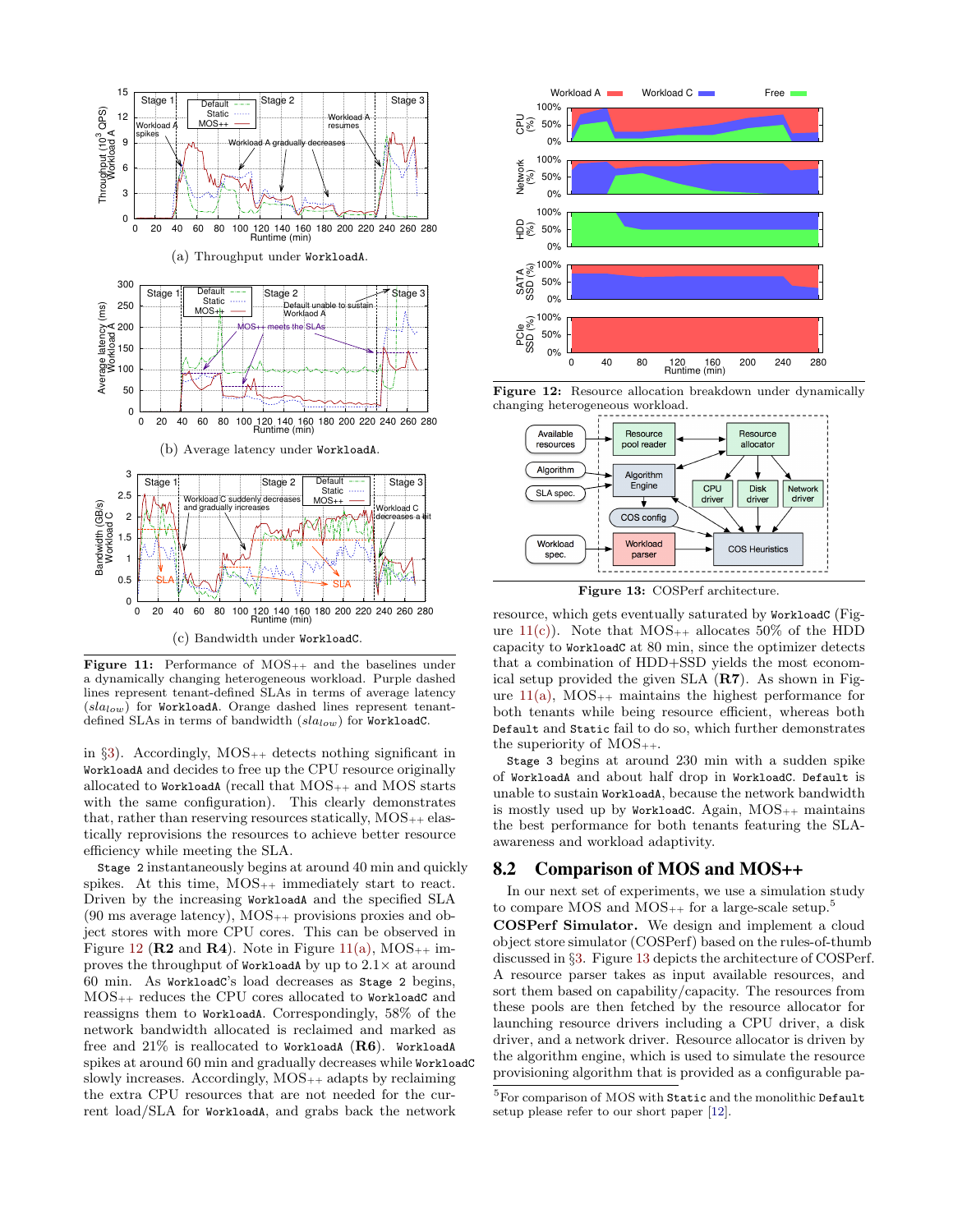(a) Throughput under WorkloadA.

(b) Average latency under WorkloadA.

(c) Bandwidth under WorkloadC.

**Figure 11:** Performance of MOS++ and the baselines under a dynamically changing heterogeneous workload. Purple dashed lines represent tenant-defined SLAs in terms of average latency ($sla_{low}$) for WorkloadA. Orange dashed lines represent tenant-defined SLAs in terms of bandwidth ($sla_{low}$) for WorkloadC.

in §3). Accordingly, MOS++ detects nothing significant in WorkloadA and decides to free up the CPU resource originally allocated to WorkloadA (recall that MOS++ and MOS starts with the same configuration). This clearly demonstrates that, rather than reserving resources statically, MOS++ elastically reprovisions the resources to achieve better resource efficiency while meeting the SLA.

Stage 2 instantaneously begins at around 40 min and quickly spikes. At this time, MOS++ immediately start to react. Driven by the increasing WorkloadA and the specified SLA (90 ms average latency), MOS++ provisions proxies and object stores with more CPU cores. This can be observed in Figure 12 (**R2** and **R4**). Note in Figure 11(a), MOS++ improves the throughput of WorkloadA by up to 2.1× at around 60 min. As WorkloadC's load decreases as Stage 2 begins, MOS++ reduces the CPU cores allocated to WorkloadC and reassigns them to WorkloadA. Correspondingly, 58% of the network bandwidth allocated is reclaimed and marked as free and 21% is reallocated to WorkloadA (**R6**). WorkloadA spikes at around 60 min and gradually decreases while WorkloadC slowly increases. Accordingly, MOS++ adapts by reclaiming the extra CPU resources that are not needed for the current load/SLA for WorkloadA, and grabs back the network

**Figure 12:** Resource allocation breakdown under dynamically changing heterogeneous workload.

**Figure 13:** COSPerf architecture.

resource, which gets eventually saturated by WorkloadC (Figure 11(c)). Note that MOS++ allocates 50% of the HDD capacity to WorkloadC at 80 min, since the optimizer detects that a combination of HDD+SSD yields the most economical setup provided the given SLA (**R7**). As shown in Figure 11(a), MOS++ maintains the highest performance for both tenants while being resource efficient, whereas both Default and Static fail to do so, which further demonstrates the superiority of MOS++.

Stage 3 begins at around 230 min with a sudden spike of WorkloadA and about half drop in WorkloadC. Default is unable to sustain WorkloadA, because the network bandwidth is mostly used up by WorkloadC. Again, MOS++ maintains the best performance for both tenants featuring the SLA-awareness and workload adaptivity.

## 8.2 Comparison of MOS and MOS++

In our next set of experiments, we use a simulation study to compare MOS and MOS++ for a large-scale setup.[5]

**COSPerf Simulator.** We design and implement a cloud object store simulator (COSPerf) based on the rules-of-thumb discussed in §3. Figure 13 depicts the architecture of COSPerf. A resource parser takes as input available resources, and sort them based on capability/capacity. The resources from these pools are then fetched by the resource allocator for launching resource drivers including a CPU driver, a disk driver, and a network driver. Resource allocator is driven by the algorithm engine, which is used to simulate the resource provisioning algorithm that is provided as a configurable pa-

[5] For comparison of MOS with Static and the monolithic Default setup please refer to our short paper [12].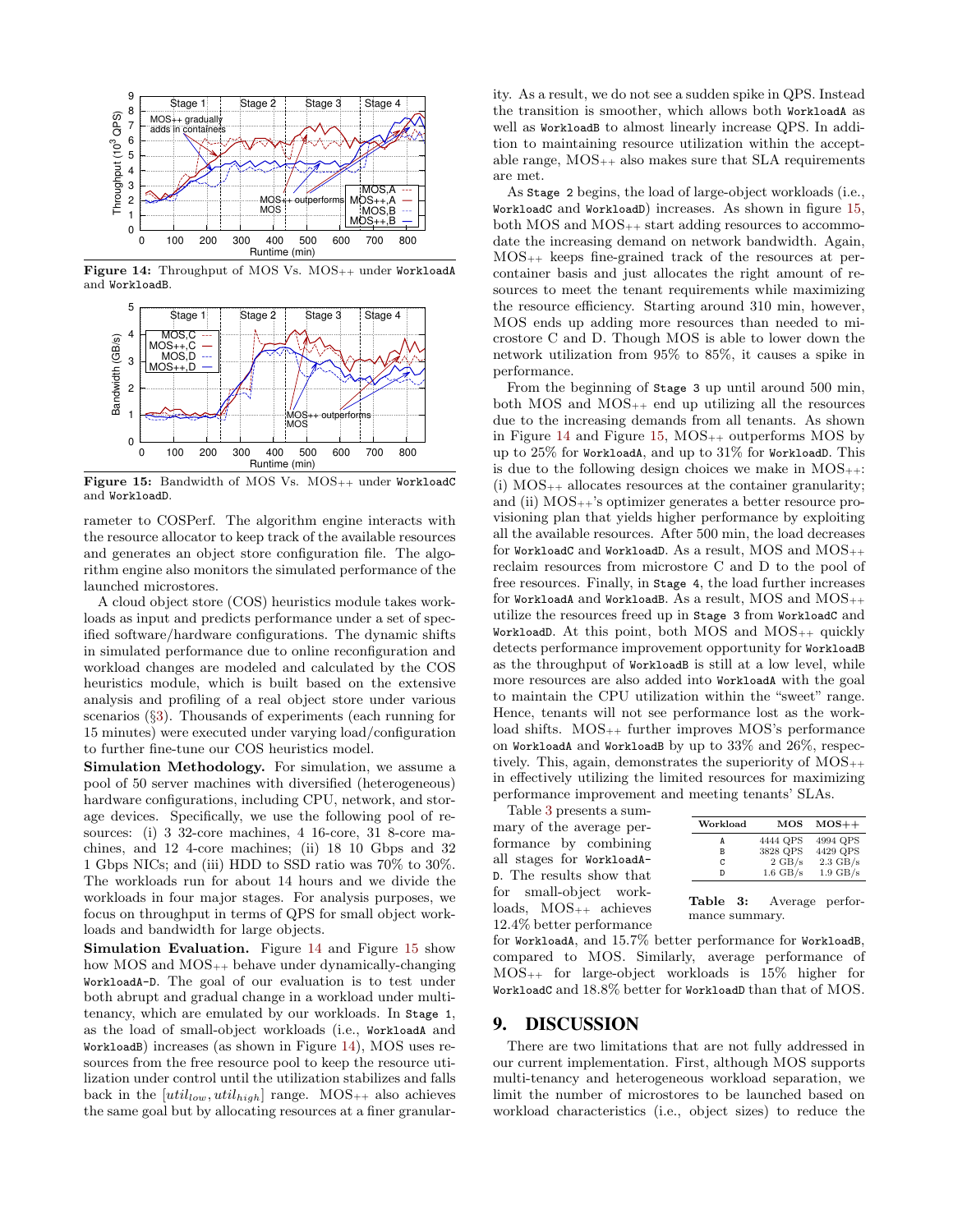Figure 14: Throughput of MOS Vs. MOS++ under WorkloadA and WorkloadB.

Figure 15: Bandwidth of MOS Vs. MOS++ under WorkloadC and WorkloadD.

rameter to COSPerf. The algorithm engine interacts with the resource allocator to keep track of the available resources and generates an object store configuration file. The algorithm engine also monitors the simulated performance of the launched microstores.

A cloud object store (COS) heuristics module takes workloads as input and predicts performance under a set of specified software/hardware configurations. The dynamic shifts in simulated performance due to online reconfiguration and workload changes are modeled and calculated by the COS heuristics module, which is built based on the extensive analysis and profiling of a real object store under various scenarios (§3). Thousands of experiments (each running for 15 minutes) were executed under varying load/configuration to further fine-tune our COS heuristics model.

**Simulation Methodology.** For simulation, we assume a pool of 50 server machines with diversified (heterogeneous) hardware configurations, including CPU, network, and storage devices. Specifically, we use the following pool of resources: (i) 3 32-core machines, 4 16-core, 31 8-core machines, and 12 4-core machines; (ii) 18 10 Gbps and 32 1 Gbps NICs; and (iii) HDD to SSD ratio was 70% to 30%. The workloads run for about 14 hours and we divide the workloads in four major stages. For analysis purposes, we focus on throughput in terms of QPS for small object workloads and bandwidth for large objects.

**Simulation Evaluation.** Figure 14 and Figure 15 show how MOS and MOS++ behave under dynamically-changing WorkloadA-D. The goal of our evaluation is to test under both abrupt and gradual change in a workload under multi-tenancy, which are emulated by our workloads. In Stage 1, as the load of small-object workloads (i.e., WorkloadA and WorkloadB) increases (as shown in Figure 14), MOS uses resources from the free resource pool to keep the resource utilization under control until the utilization stabilizes and falls back in the $[util_{low}, util_{high}]$ range. MOS++ also achieves the same goal but by allocating resources at a finer granularity. As a result, we do not see a sudden spike in QPS. Instead the transition is smoother, which allows both WorkloadA as well as WorkloadB to almost linearly increase QPS. In addition to maintaining resource utilization within the acceptable range, MOS++ also makes sure that SLA requirements are met.

As Stage 2 begins, the load of large-object workloads (i.e., WorkloadC and WorkloadD) increases. As shown in figure 15, both MOS and MOS++ start adding resources to accommodate the increasing demand on network bandwidth. Again, MOS++ keeps fine-grained track of the resources at per-container basis and just allocates the right amount of resources to meet the tenant requirements while maximizing the resource efficiency. Starting around 310 min, however, MOS ends up adding more resources than needed to microstore C and D. Though MOS is able to lower down the network utilization from 95% to 85%, it causes a spike in performance.

From the beginning of Stage 3 up until around 500 min, both MOS and MOS++ end up utilizing all the resources due to the increasing demands from all tenants. As shown in Figure 14 and Figure 15, MOS++ outperforms MOS by up to 25% for WorkloadA, and up to 31% for WorkloadD. This is due to the following design choices we make in MOS++: (i) MOS++ allocates resources at the container granularity; and (ii) MOS++'s optimizer generates a better resource provisioning plan that yields higher performance by exploiting all the available resources. After 500 min, the load decreases for WorkloadC and WorkloadD. As a result, MOS and MOS++ reclaim resources from microstore C and D to the pool of free resources. Finally, in Stage 4, the load further increases for WorkloadA and WorkloadB. As a result, MOS and MOS++ utilize the resources freed up in Stage 3 from WorkloadC and WorkloadD. At this point, both MOS and MOS++ quickly detects performance improvement opportunity for WorkloadB as the throughput of WorkloadB is still at a low level, while more resources are also added into WorkloadA with the goal to maintain the CPU utilization within the "sweet" range. Hence, tenants will not see performance lost as the workload shifts. MOS++ further improves MOS's performance on WorkloadA and WorkloadB by up to 33% and 26%, respectively. This, again, demonstrates the superiority of MOS++ in effectively utilizing the limited resources for maximizing performance improvement and meeting tenants' SLAs.

Table 3 presents a summary of the average performance by combining all stages for WorkloadA-D. The results show that for small-object workloads, MOS++ achieves 12.4% better performance for WorkloadA, and 15.7% better performance for WorkloadB, compared to MOS. Similarly, average performance of MOS++ for large-object workloads is 15% higher for WorkloadC and 18.8% better for WorkloadD than that of MOS.

| Workload | MOS | MOS++ |
|---|---|---|
| A | 4444 QPS | 4994 QPS |
| B | 3828 QPS | 4429 QPS |
| C | 2 GB/s | 2.3 GB/s |
| D | 1.6 GB/s | 1.9 GB/s |

**Table 3:** Average performance summary.

## 9. DISCUSSION

There are two limitations that are not fully addressed in our current implementation. First, although MOS supports multi-tenancy and heterogeneous workload separation, we limit the number of microstores to be launched based on workload characteristics (i.e., object sizes) to reduce the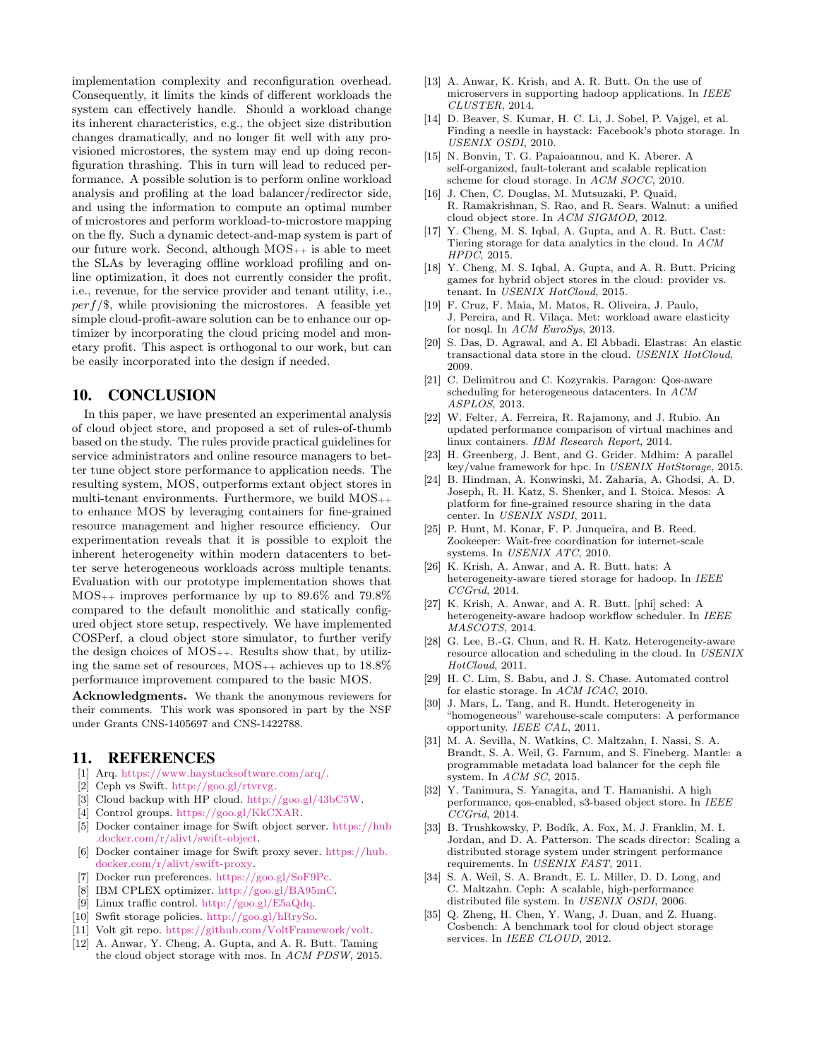implementation complexity and reconfiguration overhead. Consequently, it limits the kinds of different workloads the system can effectively handle. Should a workload change its inherent characteristics, e.g., the object size distribution changes dramatically, and no longer fit well with any provisioned microstores, the system may end up doing reconfiguration thrashing. This in turn will lead to reduced performance. A possible solution is to perform online workload analysis and profiling at the load balancer/redirector side, and using the information to compute an optimal number of microstores and perform workload-to-microstore mapping on the fly. Such a dynamic detect-and-map system is part of our future work. Second, although $\text{MOS}_{++}$ is able to meet the SLAs by leveraging offline workload profiling and online optimization, it does not currently consider the profit, i.e., revenue, for the service provider and tenant utility, i.e., $perf/\$$, while provisioning the microstores. A feasible yet simple cloud-profit-aware solution can be to enhance our optimizer by incorporating the cloud pricing model and monetary profit. This aspect is orthogonal to our work, but can be easily incorporated into the design if needed.

## 10. CONCLUSION

In this paper, we have presented an experimental analysis of cloud object store, and proposed a set of rules-of-thumb based on the study. The rules provide practical guidelines for service administrators and online resource managers to better tune object store performance to application needs. The resulting system, MOS, outperforms extant object stores in multi-tenant environments. Furthermore, we build $\text{MOS}_{++}$ to enhance MOS by leveraging containers for fine-grained resource management and higher resource efficiency. Our experimentation reveals that it is possible to exploit the inherent heterogeneity within modern datacenters to better serve heterogeneous workloads across multiple tenants. Evaluation with our prototype implementation shows that $\text{MOS}_{++}$ improves performance by up to 89.6% and 79.8% compared to the default monolithic and statically configured object store setup, respectively. We have implemented COSPerf, a cloud object store simulator, to further verify the design choices of $\text{MOS}_{++}$. Results show that, by utilizing the same set of resources, $\text{MOS}_{++}$ achieves up to 18.8% performance improvement compared to the basic MOS.

**Acknowledgments.** We thank the anonymous reviewers for their comments. This work was sponsored in part by the NSF under Grants CNS-1405697 and CNS-1422788.

## 11. REFERENCES

[1] Arq. https://www.haystacksoftware.com/arq/.
[2] Ceph vs Swift. http://goo.gl/rtvrvg.
[3] Cloud backup with HP cloud. http://goo.gl/43bC5W.
[4] Control groups. https://goo.gl/KkCXAR.
[5] Docker container image for Swift object server. https://hub.docker.com/r/alivt/swift-object.
[6] Docker container image for Swift proxy sever. https://hub.docker.com/r/alivt/swift-proxy.
[7] Docker run preferences. https://goo.gl/SoF9Pc.
[8] IBM CPLEX optimizer. http://goo.gl/BA95mC.
[9] Linux traffic control. http://goo.gl/E5aQdq.
[10] Swfit storage policies. http://goo.gl/hRrySo.
[11] Volt git repo. https://github.com/VoltFramework/volt.
[12] A. Anwar, Y. Cheng, A. Gupta, and A. R. Butt. Taming the cloud object storage with mos. In *ACM PDSW*, 2015.
[13] A. Anwar, K. Krish, and A. R. Butt. On the use of microservers in supporting hadoop applications. In *IEEE CLUSTER*, 2014.
[14] D. Beaver, S. Kumar, H. C. Li, J. Sobel, P. Vajgel, et al. Finding a needle in haystack: Facebook's photo storage. In *USENIX OSDI*, 2010.
[15] N. Bonvin, T. G. Papaioannou, and K. Aberer. A self-organized, fault-tolerant and scalable replication scheme for cloud storage. In *ACM SOCC*, 2010.
[16] J. Chen, C. Douglas, M. Mutsuzaki, P. Quaid, R. Ramakrishnan, S. Rao, and R. Sears. Walnut: a unified cloud object store. In *ACM SIGMOD*, 2012.
[17] Y. Cheng, M. S. Iqbal, A. Gupta, and A. R. Butt. Cast: Tiering storage for data analytics in the cloud. In *ACM HPDC*, 2015.
[18] Y. Cheng, M. S. Iqbal, A. Gupta, and A. R. Butt. Pricing games for hybrid object stores in the cloud: provider vs. tenant. In *USENIX HotCloud*, 2015.
[19] F. Cruz, F. Maia, M. Matos, R. Oliveira, J. Paulo, J. Pereira, and R. Vilaça. Met: workload aware elasticity for nosql. In *ACM EuroSys*, 2013.
[20] S. Das, D. Agrawal, and A. El Abbadi. Elastras: An elastic transactional data store in the cloud. *USENIX HotCloud*, 2009.
[21] C. Delimitrou and C. Kozyrakis. Paragon: Qos-aware scheduling for heterogeneous datacenters. In *ACM ASPLOS*, 2013.
[22] W. Felter, A. Ferreira, R. Rajamony, and J. Rubio. An updated performance comparison of virtual machines and linux containers. *IBM Research Report*, 2014.
[23] H. Greenberg, J. Bent, and G. Grider. Mdhim: A parallel key/value framework for hpc. In *USENIX HotStorage*, 2015.
[24] B. Hindman, A. Konwinski, M. Zaharia, A. Ghodsi, A. D. Joseph, R. H. Katz, S. Shenker, and I. Stoica. Mesos: A platform for fine-grained resource sharing in the data center. In *USENIX NSDI*, 2011.
[25] P. Hunt, M. Konar, F. P. Junqueira, and B. Reed. Zookeeper: Wait-free coordination for internet-scale systems. In *USENIX ATC*, 2010.
[26] K. Krish, A. Anwar, and A. R. Butt. hats: A heterogeneity-aware tiered storage for hadoop. In *IEEE CCGrid*, 2014.
[27] K. Krish, A. Anwar, and A. R. Butt. [phi] sched: A heterogeneity-aware hadoop workflow scheduler. In *IEEE MASCOTS*, 2014.
[28] G. Lee, B.-G. Chun, and R. H. Katz. Heterogeneity-aware resource allocation and scheduling in the cloud. In *USENIX HotCloud*, 2011.
[29] H. C. Lim, S. Babu, and J. S. Chase. Automated control for elastic storage. In *ACM ICAC*, 2010.
[30] J. Mars, L. Tang, and R. Hundt. Heterogeneity in "homogeneous" warehouse-scale computers: A performance opportunity. *IEEE CAL*, 2011.
[31] M. A. Sevilla, N. Watkins, C. Maltzahn, I. Nassi, S. A. Brandt, S. A. Weil, G. Farnum, and S. Fineberg. Mantle: a programmable metadata load balancer for the ceph file system. In *ACM SC*, 2015.
[32] Y. Tanimura, S. Yanagita, and T. Hamanishi. A high performance, qos-enabled, s3-based object store. In *IEEE CCGrid*, 2014.
[33] B. Trushkowsky, P. Bodík, A. Fox, M. J. Franklin, M. I. Jordan, and D. A. Patterson. The scads director: Scaling a distributed storage system under stringent performance requirements. In *USENIX FAST*, 2011.
[34] S. A. Weil, S. A. Brandt, E. L. Miller, D. D. Long, and C. Maltzahn. Ceph: A scalable, high-performance distributed file system. In *USENIX OSDI*, 2006.
[35] Q. Zheng, H. Chen, Y. Wang, J. Duan, and Z. Huang. Cosbench: A benchmark tool for cloud object storage services. In *IEEE CLOUD*, 2012.